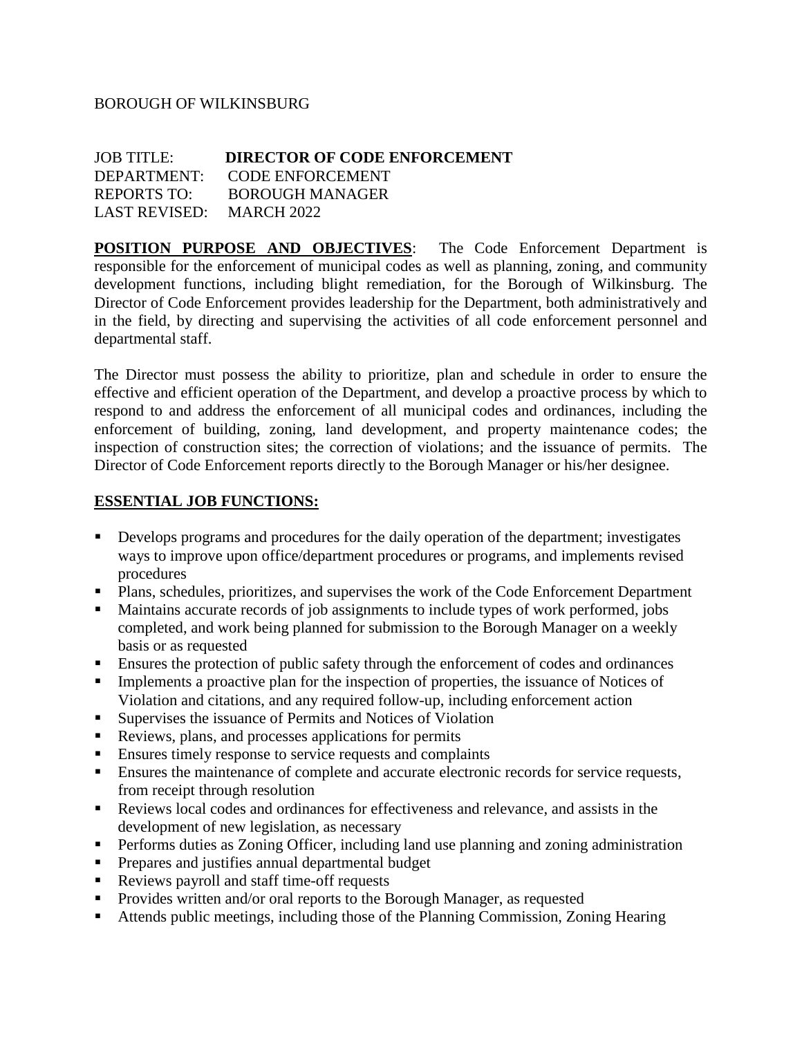BOROUGH OF WILKINSBURG

JOB TITLE: **DIRECTOR OF CODE ENFORCEMENT**
DEPARTMENT: CODE ENFORCEMENT
REPORTS TO: BOROUGH MANAGER
LAST REVISED: MARCH 2022

**POSITION PURPOSE AND OBJECTIVES**: The Code Enforcement Department is responsible for the enforcement of municipal codes as well as planning, zoning, and community development functions, including blight remediation, for the Borough of Wilkinsburg. The Director of Code Enforcement provides leadership for the Department, both administratively and in the field, by directing and supervising the activities of all code enforcement personnel and departmental staff.

The Director must possess the ability to prioritize, plan and schedule in order to ensure the effective and efficient operation of the Department, and develop a proactive process by which to respond to and address the enforcement of all municipal codes and ordinances, including the enforcement of building, zoning, land development, and property maintenance codes; the inspection of construction sites; the correction of violations; and the issuance of permits. The Director of Code Enforcement reports directly to the Borough Manager or his/her designee.

**ESSENTIAL JOB FUNCTIONS:**

- Develops programs and procedures for the daily operation of the department; investigates ways to improve upon office/department procedures or programs, and implements revised procedures
- Plans, schedules, prioritizes, and supervises the work of the Code Enforcement Department
- Maintains accurate records of job assignments to include types of work performed, jobs completed, and work being planned for submission to the Borough Manager on a weekly basis or as requested
- Ensures the protection of public safety through the enforcement of codes and ordinances
- Implements a proactive plan for the inspection of properties, the issuance of Notices of Violation and citations, and any required follow-up, including enforcement action
- Supervises the issuance of Permits and Notices of Violation
- Reviews, plans, and processes applications for permits
- Ensures timely response to service requests and complaints
- Ensures the maintenance of complete and accurate electronic records for service requests, from receipt through resolution
- Reviews local codes and ordinances for effectiveness and relevance, and assists in the development of new legislation, as necessary
- Performs duties as Zoning Officer, including land use planning and zoning administration
- Prepares and justifies annual departmental budget
- Reviews payroll and staff time-off requests
- Provides written and/or oral reports to the Borough Manager, as requested
- Attends public meetings, including those of the Planning Commission, Zoning Hearing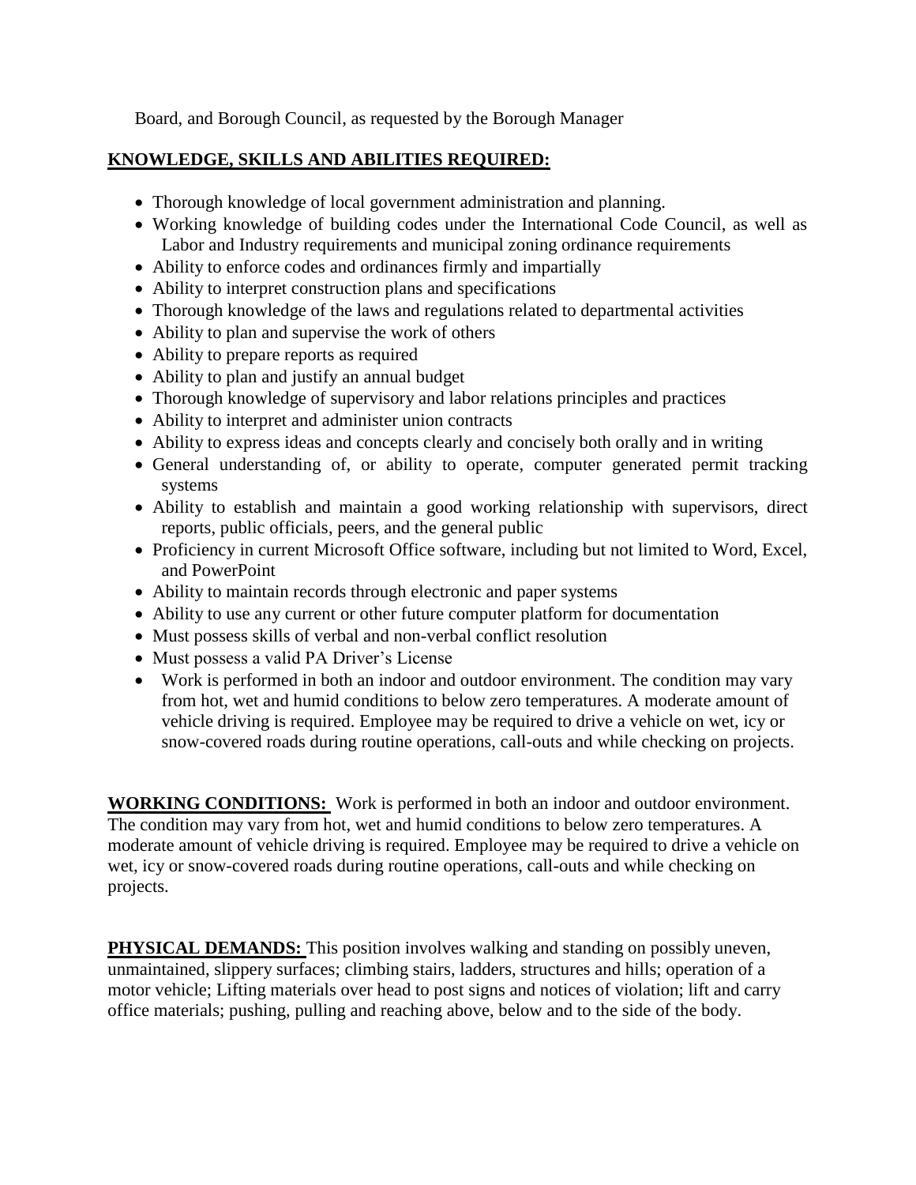Board, and Borough Council, as requested by the Borough Manager

**KNOWLEDGE, SKILLS AND ABILITIES REQUIRED:**

- Thorough knowledge of local government administration and planning.
- Working knowledge of building codes under the International Code Council, as well as Labor and Industry requirements and municipal zoning ordinance requirements
- Ability to enforce codes and ordinances firmly and impartially
- Ability to interpret construction plans and specifications
- Thorough knowledge of the laws and regulations related to departmental activities
- Ability to plan and supervise the work of others
- Ability to prepare reports as required
- Ability to plan and justify an annual budget
- Thorough knowledge of supervisory and labor relations principles and practices
- Ability to interpret and administer union contracts
- Ability to express ideas and concepts clearly and concisely both orally and in writing
- General understanding of, or ability to operate, computer generated permit tracking systems
- Ability to establish and maintain a good working relationship with supervisors, direct reports, public officials, peers, and the general public
- Proficiency in current Microsoft Office software, including but not limited to Word, Excel, and PowerPoint
- Ability to maintain records through electronic and paper systems
- Ability to use any current or other future computer platform for documentation
- Must possess skills of verbal and non-verbal conflict resolution
- Must possess a valid PA Driver's License
- Work is performed in both an indoor and outdoor environment. The condition may vary from hot, wet and humid conditions to below zero temperatures. A moderate amount of vehicle driving is required. Employee may be required to drive a vehicle on wet, icy or snow-covered roads during routine operations, call-outs and while checking on projects.

**WORKING CONDITIONS:** Work is performed in both an indoor and outdoor environment. The condition may vary from hot, wet and humid conditions to below zero temperatures. A moderate amount of vehicle driving is required. Employee may be required to drive a vehicle on wet, icy or snow-covered roads during routine operations, call-outs and while checking on projects.

**PHYSICAL DEMANDS:** This position involves walking and standing on possibly uneven, unmaintained, slippery surfaces; climbing stairs, ladders, structures and hills; operation of a motor vehicle; Lifting materials over head to post signs and notices of violation; lift and carry office materials; pushing, pulling and reaching above, below and to the side of the body.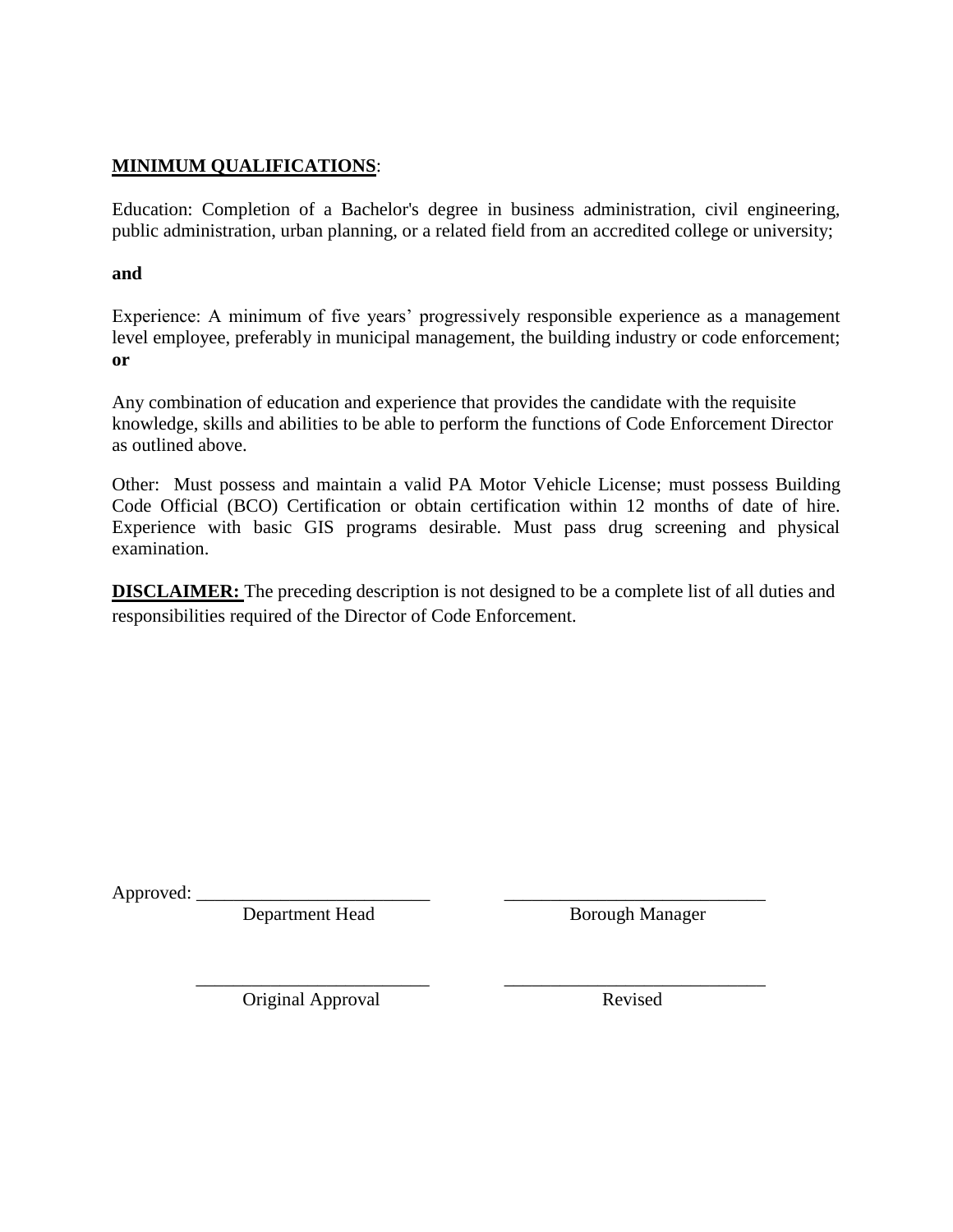**MINIMUM QUALIFICATIONS**:

Education: Completion of a Bachelor's degree in business administration, civil engineering, public administration, urban planning, or a related field from an accredited college or university;

**and**

Experience: A minimum of five years' progressively responsible experience as a management level employee, preferably in municipal management, the building industry or code enforcement; **or**

Any combination of education and experience that provides the candidate with the requisite knowledge, skills and abilities to be able to perform the functions of Code Enforcement Director as outlined above.

Other: Must possess and maintain a valid PA Motor Vehicle License; must possess Building Code Official (BCO) Certification or obtain certification within 12 months of date of hire. Experience with basic GIS programs desirable. Must pass drug screening and physical examination.

**DISCLAIMER:** The preceding description is not designed to be a complete list of all duties and responsibilities required of the Director of Code Enforcement.

Approved: _________________________ ____________________________

Department Head Borough Manager

_________________________ ____________________________

Original Approval Revised